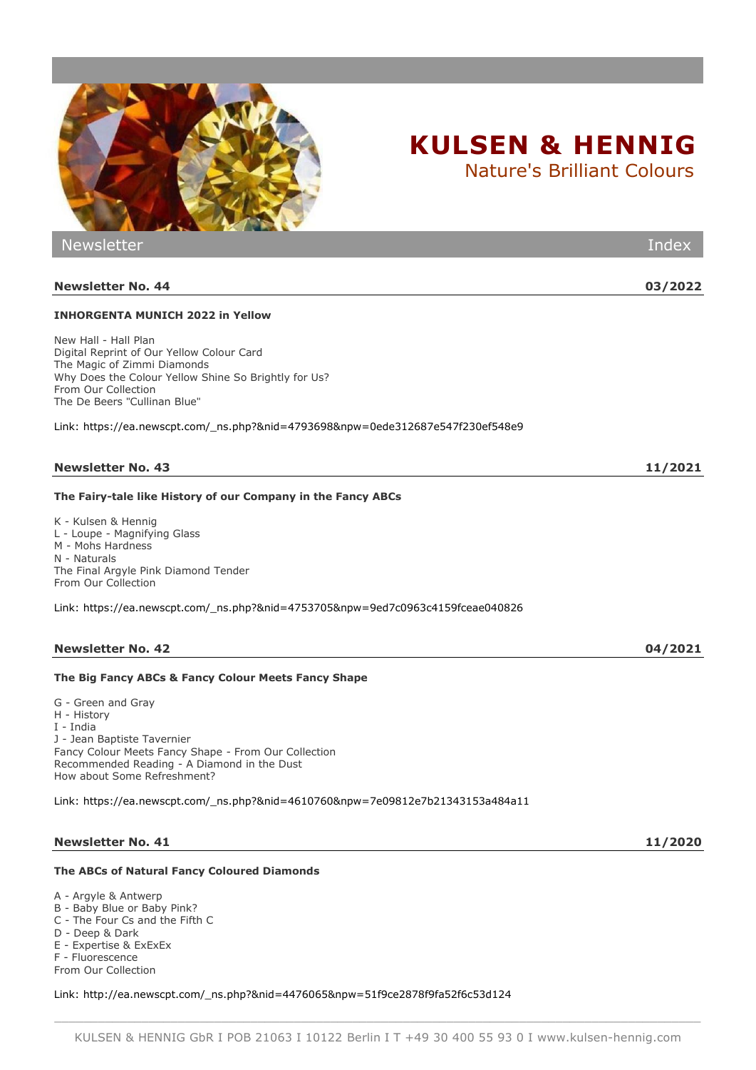# KULSEN & HENNIG

Nature's Brilliant Colours

Newsletter — Index

## Newsletter No. 44 — 03/2022

**INHORGENTA MUNICH 2022 in Yellow**

New Hall - Hall Plan
Digital Reprint of Our Yellow Colour Card
The Magic of Zimmi Diamonds
Why Does the Colour Yellow Shine So Brightly for Us?
From Our Collection
The De Beers "Cullinan Blue"

Link: https://ea.newscpt.com/_ns.php?&nid=4793698&npw=0ede312687e547f230ef548e9

## Newsletter No. 43 — 11/2021

**The Fairy-tale like History of our Company in the Fancy ABCs**

K - Kulsen & Hennig
L - Loupe - Magnifying Glass
M - Mohs Hardness
N - Naturals
The Final Argyle Pink Diamond Tender
From Our Collection

Link: https://ea.newscpt.com/_ns.php?&nid=4753705&npw=9ed7c0963c4159fceae040826

## Newsletter No. 42 — 04/2021

**The Big Fancy ABCs & Fancy Colour Meets Fancy Shape**

G - Green and Gray
H - History
I - India
J - Jean Baptiste Tavernier
Fancy Colour Meets Fancy Shape - From Our Collection
Recommended Reading - A Diamond in the Dust
How about Some Refreshment?

Link: https://ea.newscpt.com/_ns.php?&nid=4610760&npw=7e09812e7b21343153a484a11

## Newsletter No. 41 — 11/2020

**The ABCs of Natural Fancy Coloured Diamonds**

A - Argyle & Antwerp
B - Baby Blue or Baby Pink?
C - The Four Cs and the Fifth C
D - Deep & Dark
E - Expertise & ExExEx
F - Fluorescence
From Our Collection

Link: http://ea.newscpt.com/_ns.php?&nid=4476065&npw=51f9ce2878f9fa52f6c53d124

KULSEN & HENNIG GbR I POB 21063 I 10122 Berlin I T +49 30 400 55 93 0 I www.kulsen-hennig.com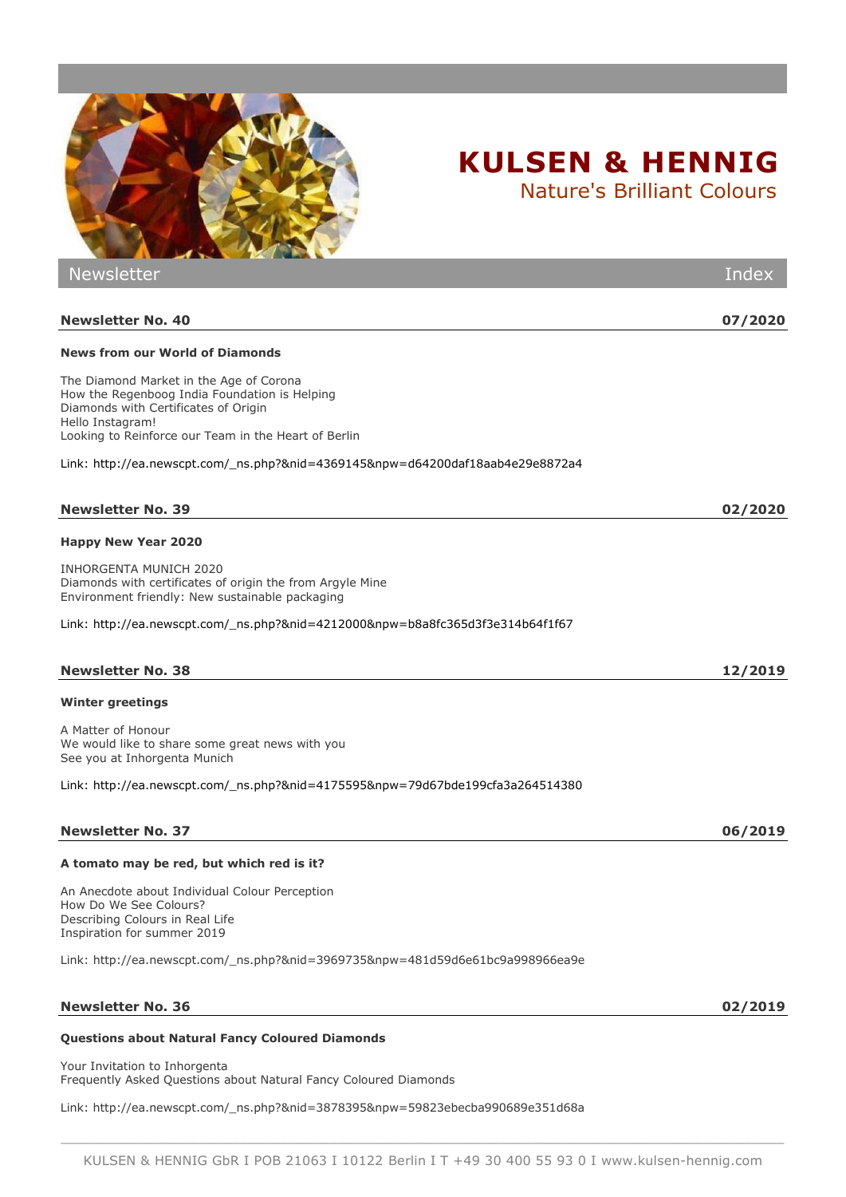# KULSEN & HENNIG

Nature's Brilliant Colours

Newsletter Index

## Newsletter No. 40 — 07/2020

**News from our World of Diamonds**

The Diamond Market in the Age of Corona
How the Regenboog India Foundation is Helping
Diamonds with Certificates of Origin
Hello Instagram!
Looking to Reinforce our Team in the Heart of Berlin

Link: http://ea.newscpt.com/_ns.php?&nid=4369145&npw=d64200daf18aab4e29e8872a4

## Newsletter No. 39 — 02/2020

**Happy New Year 2020**

INHORGENTA MUNICH 2020
Diamonds with certificates of origin the from Argyle Mine
Environment friendly: New sustainable packaging

Link: http://ea.newscpt.com/_ns.php?&nid=4212000&npw=b8a8fc365d3f3e314b64f1f67

## Newsletter No. 38 — 12/2019

**Winter greetings**

A Matter of Honour
We would like to share some great news with you
See you at Inhorgenta Munich

Link: http://ea.newscpt.com/_ns.php?&nid=4175595&npw=79d67bde199cfa3a264514380

## Newsletter No. 37 — 06/2019

**A tomato may be red, but which red is it?**

An Anecdote about Individual Colour Perception
How Do We See Colours?
Describing Colours in Real Life
Inspiration for summer 2019

Link: http://ea.newscpt.com/_ns.php?&nid=3969735&npw=481d59d6e61bc9a998966ea9e

## Newsletter No. 36 — 02/2019

**Questions about Natural Fancy Coloured Diamonds**

Your Invitation to Inhorgenta
Frequently Asked Questions about Natural Fancy Coloured Diamonds

Link: http://ea.newscpt.com/_ns.php?&nid=3878395&npw=59823ebecba990689e351d68a

KULSEN & HENNIG GbR I POB 21063 I 10122 Berlin I T +49 30 400 55 93 0 I www.kulsen-hennig.com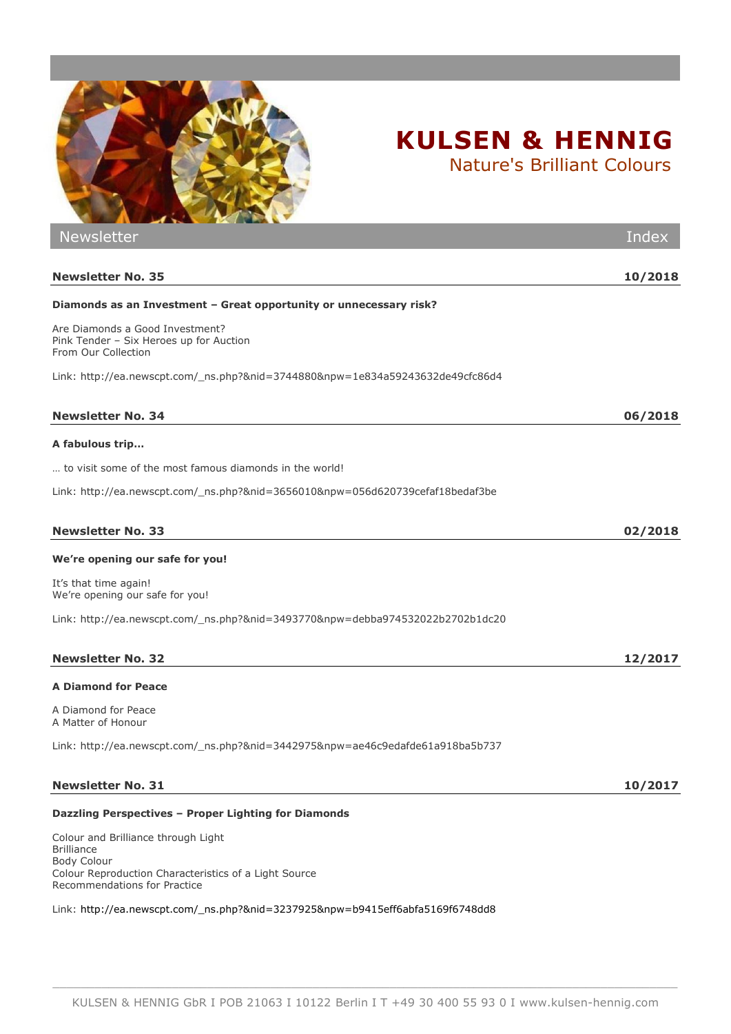# KULSEN & HENNIG

Nature's Brilliant Colours

Newsletter — Index

## Newsletter No. 35 — 10/2018

**Diamonds as an Investment – Great opportunity or unnecessary risk?**

Are Diamonds a Good Investment?
Pink Tender – Six Heroes up for Auction
From Our Collection

Link: http://ea.newscpt.com/_ns.php?&nid=3744880&npw=1e834a59243632de49cfc86d4

## Newsletter No. 34 — 06/2018

**A fabulous trip…**

… to visit some of the most famous diamonds in the world!

Link: http://ea.newscpt.com/_ns.php?&nid=3656010&npw=056d620739cefaf18bedaf3be

## Newsletter No. 33 — 02/2018

**We're opening our safe for you!**

It's that time again!
We're opening our safe for you!

Link: http://ea.newscpt.com/_ns.php?&nid=3493770&npw=debba974532022b2702b1dc20

## Newsletter No. 32 — 12/2017

**A Diamond for Peace**

A Diamond for Peace
A Matter of Honour

Link: http://ea.newscpt.com/_ns.php?&nid=3442975&npw=ae46c9edafde61a918ba5b737

## Newsletter No. 31 — 10/2017

**Dazzling Perspectives – Proper Lighting for Diamonds**

Colour and Brilliance through Light
Brilliance
Body Colour
Colour Reproduction Characteristics of a Light Source
Recommendations for Practice

Link: http://ea.newscpt.com/_ns.php?&nid=3237925&npw=b9415eff6abfa5169f6748dd8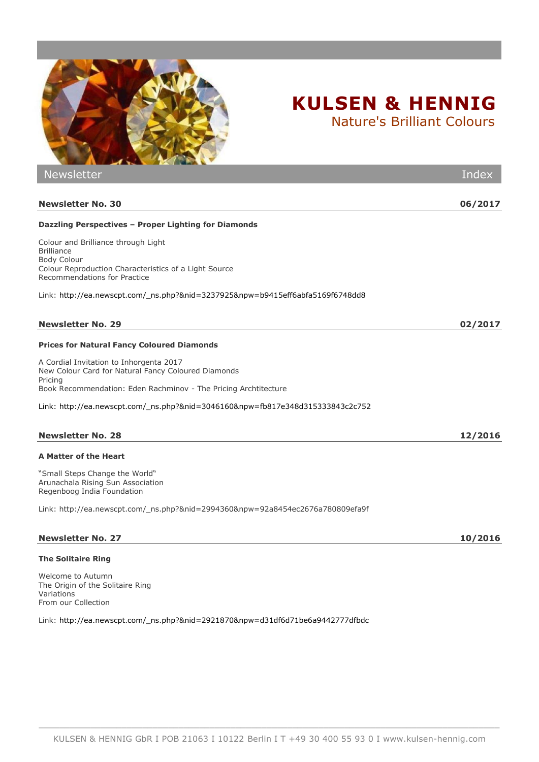# KULSEN & HENNIG

Nature's Brilliant Colours

Newsletter | Index

## Newsletter No. 30 — 06/2017

**Dazzling Perspectives – Proper Lighting for Diamonds**

Colour and Brilliance through Light
Brilliance
Body Colour
Colour Reproduction Characteristics of a Light Source
Recommendations for Practice

Link: http://ea.newscpt.com/_ns.php?&nid=3237925&npw=b9415eff6abfa5169f6748dd8

## Newsletter No. 29 — 02/2017

**Prices for Natural Fancy Coloured Diamonds**

A Cordial Invitation to Inhorgenta 2017
New Colour Card for Natural Fancy Coloured Diamonds
Pricing
Book Recommendation: Eden Rachminov - The Pricing Archtitecture

Link: http://ea.newscpt.com/_ns.php?&nid=3046160&npw=fb817e348d315333843c2c752

## Newsletter No. 28 — 12/2016

**A Matter of the Heart**

"Small Steps Change the World"
Arunachala Rising Sun Association
Regenboog India Foundation

Link: http://ea.newscpt.com/_ns.php?&nid=2994360&npw=92a8454ec2676a780809efa9f

## Newsletter No. 27 — 10/2016

**The Solitaire Ring**

Welcome to Autumn
The Origin of the Solitaire Ring
Variations
From our Collection

Link: http://ea.newscpt.com/_ns.php?&nid=2921870&npw=d31df6d71be6a9442777dfbdc

KULSEN & HENNIG GbR I POB 21063 I 10122 Berlin I T +49 30 400 55 93 0 I www.kulsen-hennig.com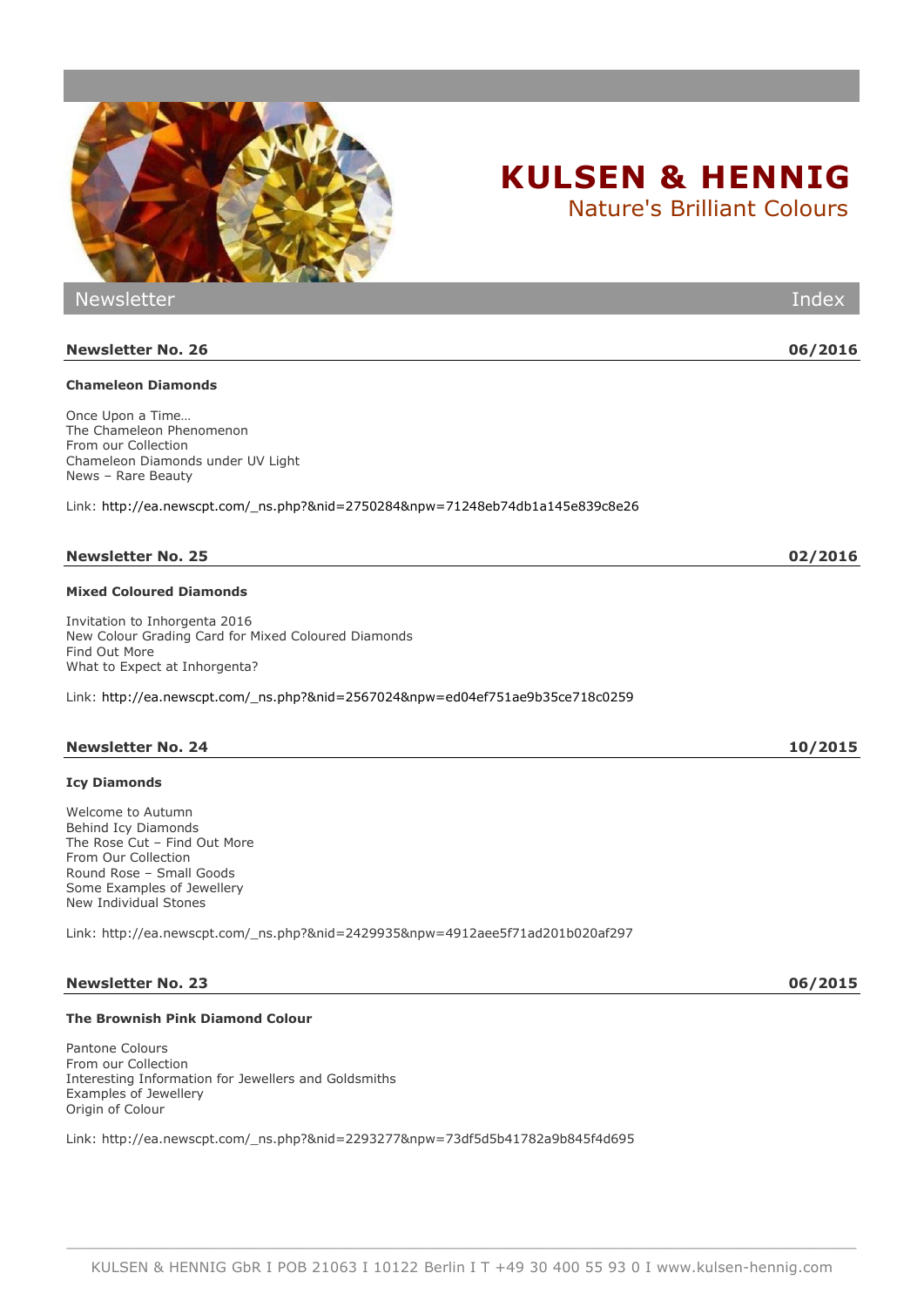# KULSEN & HENNIG

Nature's Brilliant Colours

Newsletter Index

## Newsletter No. 26 — 06/2016

### Chameleon Diamonds

Once Upon a Time…
The Chameleon Phenomenon
From our Collection
Chameleon Diamonds under UV Light
News – Rare Beauty

Link: http://ea.newscpt.com/_ns.php?&nid=2750284&npw=71248eb74db1a145e839c8e26

## Newsletter No. 25 — 02/2016

### Mixed Coloured Diamonds

Invitation to Inhorgenta 2016
New Colour Grading Card for Mixed Coloured Diamonds
Find Out More
What to Expect at Inhorgenta?

Link: http://ea.newscpt.com/_ns.php?&nid=2567024&npw=ed04ef751ae9b35ce718c0259

## Newsletter No. 24 — 10/2015

### Icy Diamonds

Welcome to Autumn
Behind Icy Diamonds
The Rose Cut – Find Out More
From Our Collection
Round Rose – Small Goods
Some Examples of Jewellery
New Individual Stones

Link: http://ea.newscpt.com/_ns.php?&nid=2429935&npw=4912aee5f71ad201b020af297

## Newsletter No. 23 — 06/2015

### The Brownish Pink Diamond Colour

Pantone Colours
From our Collection
Interesting Information for Jewellers and Goldsmiths
Examples of Jewellery
Origin of Colour

Link: http://ea.newscpt.com/_ns.php?&nid=2293277&npw=73df5d5b41782a9b845f4d695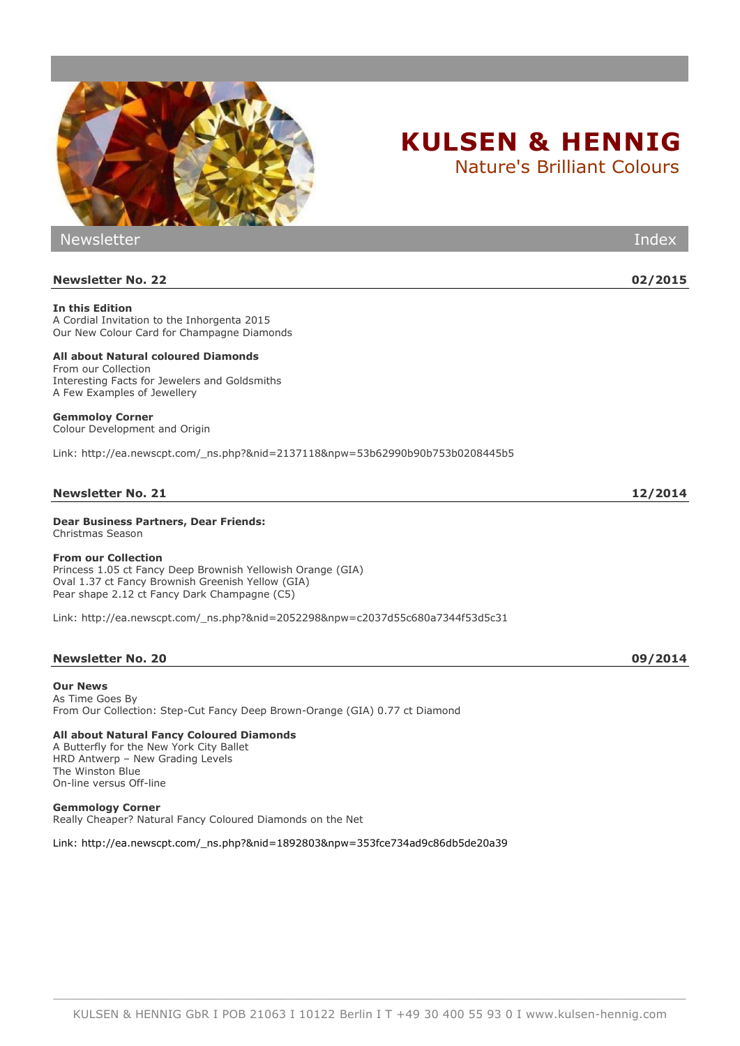# KULSEN & HENNIG

Nature's Brilliant Colours

Newsletter Index

## Newsletter No. 22 — 02/2015

**In this Edition**
A Cordial Invitation to the Inhorgenta 2015
Our New Colour Card for Champagne Diamonds

**All about Natural coloured Diamonds**
From our Collection
Interesting Facts for Jewelers and Goldsmiths
A Few Examples of Jewellery

**Gemmoloy Corner**
Colour Development and Origin

Link: http://ea.newscpt.com/_ns.php?&nid=2137118&npw=53b62990b90b753b0208445b5

## Newsletter No. 21 — 12/2014

**Dear Business Partners, Dear Friends:**
Christmas Season

**From our Collection**
Princess 1.05 ct Fancy Deep Brownish Yellowish Orange (GIA)
Oval 1.37 ct Fancy Brownish Greenish Yellow (GIA)
Pear shape 2.12 ct Fancy Dark Champagne (C5)

Link: http://ea.newscpt.com/_ns.php?&nid=2052298&npw=c2037d55c680a7344f53d5c31

## Newsletter No. 20 — 09/2014

**Our News**
As Time Goes By
From Our Collection: Step-Cut Fancy Deep Brown-Orange (GIA) 0.77 ct Diamond

**All about Natural Fancy Coloured Diamonds**
A Butterfly for the New York City Ballet
HRD Antwerp – New Grading Levels
The Winston Blue
On-line versus Off-line

**Gemmology Corner**
Really Cheaper? Natural Fancy Coloured Diamonds on the Net

Link: http://ea.newscpt.com/_ns.php?&nid=1892803&npw=353fce734ad9c86db5de20a39

KULSEN & HENNIG GbR I POB 21063 I 10122 Berlin I T +49 30 400 55 93 0 I www.kulsen-hennig.com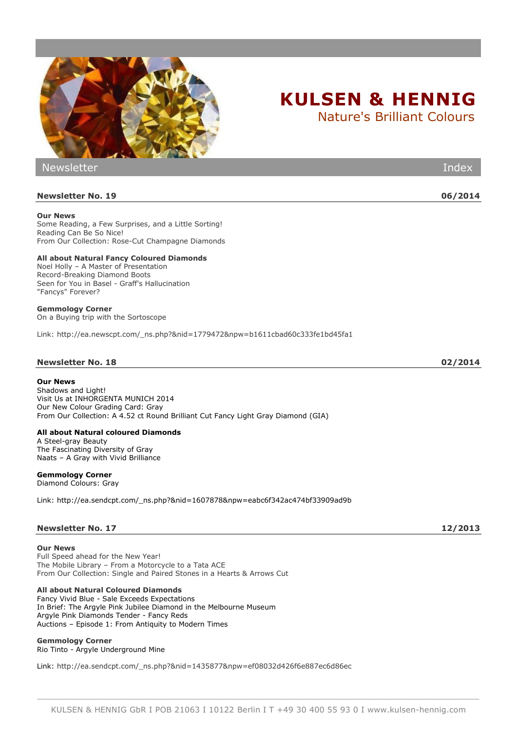# KULSEN & HENNIG

Nature's Brilliant Colours

Newsletter Index

## Newsletter No. 19 — 06/2014

**Our News**
Some Reading, a Few Surprises, and a Little Sorting!
Reading Can Be So Nice!
From Our Collection: Rose-Cut Champagne Diamonds

**All about Natural Fancy Coloured Diamonds**
Noel Holly – A Master of Presentation
Record-Breaking Diamond Boots
Seen for You in Basel - Graff's Hallucination
"Fancys" Forever?

**Gemmology Corner**
On a Buying trip with the Sortoscope

Link: http://ea.newscpt.com/_ns.php?&nid=1779472&npw=b1611cbad60c333fe1bd45fa1

## Newsletter No. 18 — 02/2014

**Our News**
Shadows and Light!
Visit Us at INHORGENTA MUNICH 2014
Our New Colour Grading Card: Gray
From Our Collection: A 4.52 ct Round Brilliant Cut Fancy Light Gray Diamond (GIA)

**All about Natural coloured Diamonds**
A Steel-gray Beauty
The Fascinating Diversity of Gray
Naats – A Gray with Vivid Brilliance

**Gemmology Corner**
Diamond Colours: Gray

Link: http://ea.sendcpt.com/_ns.php?&nid=1607878&npw=eabc6f342ac474bf33909ad9b

## Newsletter No. 17 — 12/2013

**Our News**
Full Speed ahead for the New Year!
The Mobile Library – From a Motorcycle to a Tata ACE
From Our Collection: Single and Paired Stones in a Hearts & Arrows Cut

**All about Natural Coloured Diamonds**
Fancy Vivid Blue - Sale Exceeds Expectations
In Brief: The Argyle Pink Jubilee Diamond in the Melbourne Museum
Argyle Pink Diamonds Tender - Fancy Reds
Auctions – Episode 1: From Antiquity to Modern Times

**Gemmology Corner**
Rio Tinto - Argyle Underground Mine

Link: http://ea.sendcpt.com/_ns.php?&nid=1435877&npw=ef08032d426f6e887ec6d86ec

KULSEN & HENNIG GbR I POB 21063 I 10122 Berlin I T +49 30 400 55 93 0 I www.kulsen-hennig.com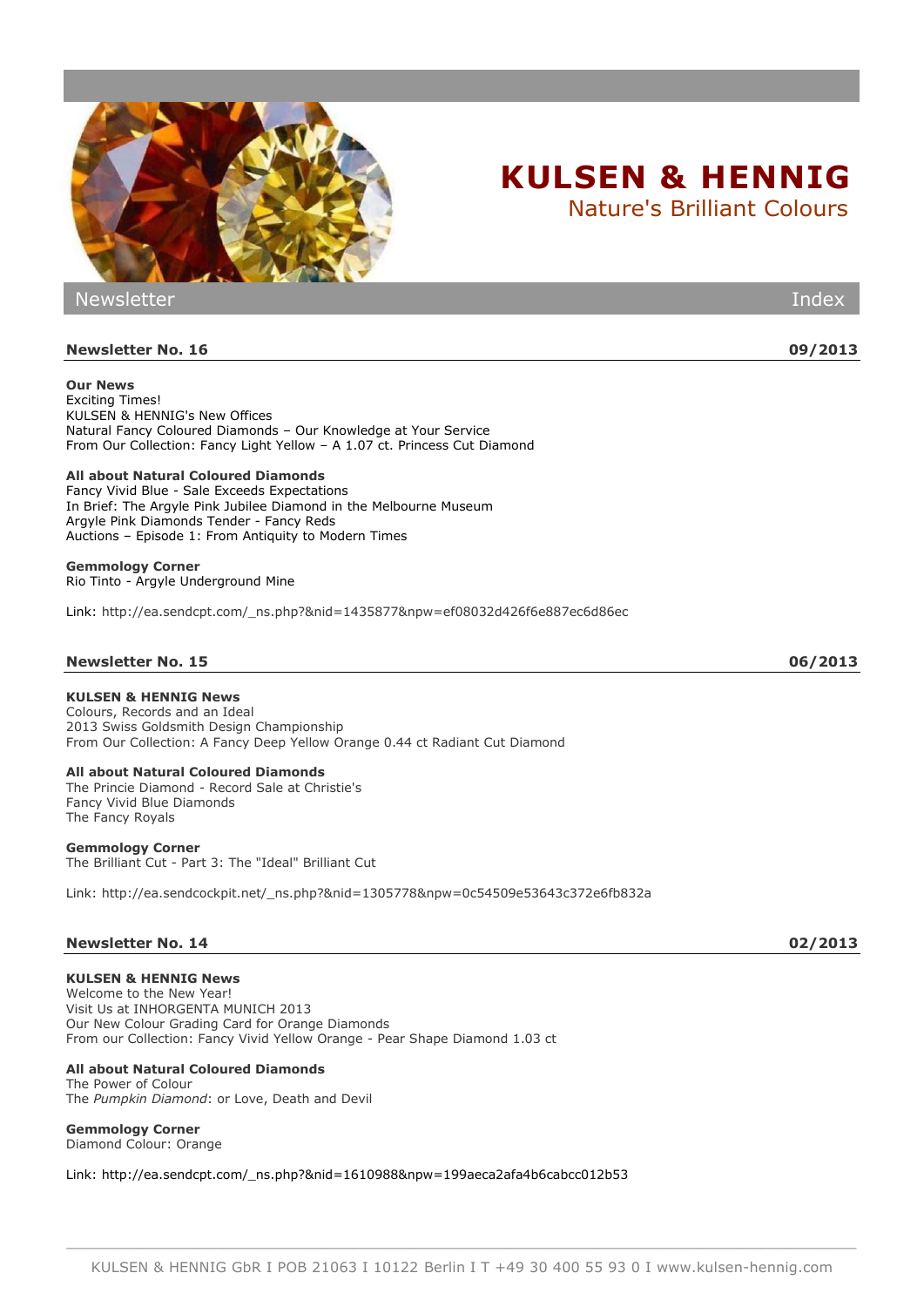# KULSEN & HENNIG

Nature's Brilliant Colours

Newsletter | Index

## Newsletter No. 16 — 09/2013

**Our News**
Exciting Times!
KULSEN & HENNIG's New Offices
Natural Fancy Coloured Diamonds – Our Knowledge at Your Service
From Our Collection: Fancy Light Yellow – A 1.07 ct. Princess Cut Diamond

**All about Natural Coloured Diamonds**
Fancy Vivid Blue - Sale Exceeds Expectations
In Brief: The Argyle Pink Jubilee Diamond in the Melbourne Museum
Argyle Pink Diamonds Tender - Fancy Reds
Auctions – Episode 1: From Antiquity to Modern Times

**Gemmology Corner**
Rio Tinto - Argyle Underground Mine

Link: http://ea.sendcpt.com/_ns.php?&nid=1435877&npw=ef08032d426f6e887ec6d86ec

## Newsletter No. 15 — 06/2013

**KULSEN & HENNIG News**
Colours, Records and an Ideal
2013 Swiss Goldsmith Design Championship
From Our Collection: A Fancy Deep Yellow Orange 0.44 ct Radiant Cut Diamond

**All about Natural Coloured Diamonds**
The Princie Diamond - Record Sale at Christie's
Fancy Vivid Blue Diamonds
The Fancy Royals

**Gemmology Corner**
The Brilliant Cut - Part 3: The "Ideal" Brilliant Cut

Link: http://ea.sendcockpit.net/_ns.php?&nid=1305778&npw=0c54509e53643c372e6fb832a

## Newsletter No. 14 — 02/2013

**KULSEN & HENNIG News**
Welcome to the New Year!
Visit Us at INHORGENTA MUNICH 2013
Our New Colour Grading Card for Orange Diamonds
From our Collection: Fancy Vivid Yellow Orange - Pear Shape Diamond 1.03 ct

**All about Natural Coloured Diamonds**
The Power of Colour
The *Pumpkin Diamond*: or Love, Death and Devil

**Gemmology Corner**
Diamond Colour: Orange

Link: http://ea.sendcpt.com/_ns.php?&nid=1610988&npw=199aeca2afa4b6cabcc012b53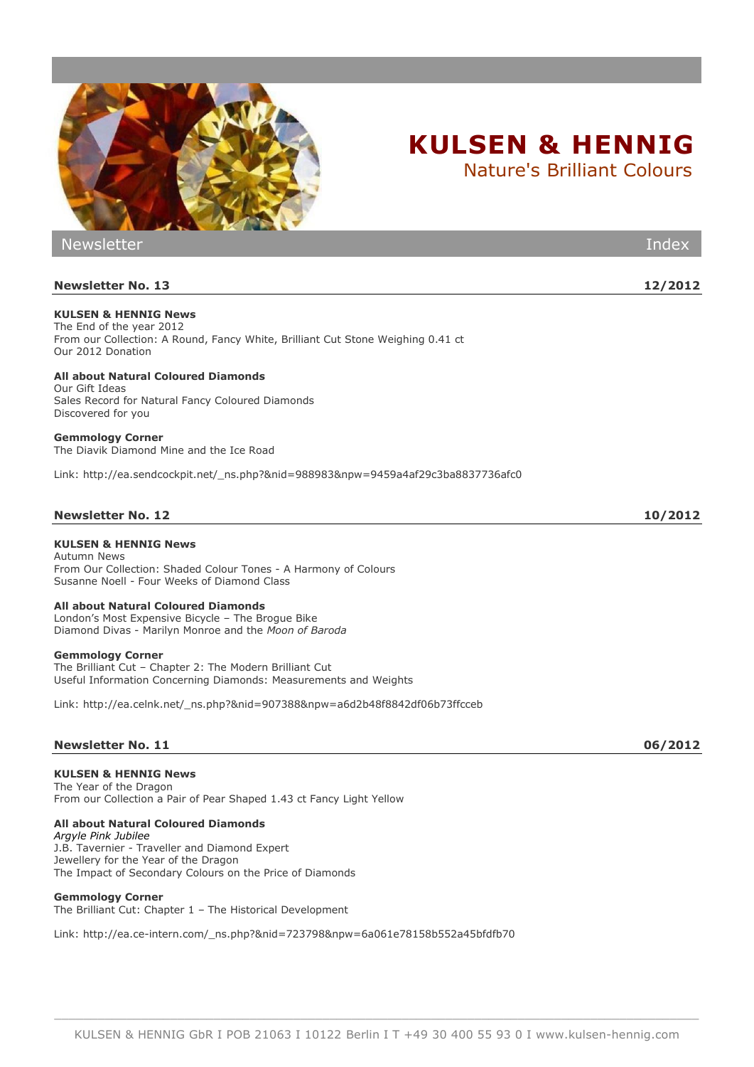# KULSEN & HENNIG

Nature's Brilliant Colours

Newsletter Index

## Newsletter No. 13 — 12/2012

**KULSEN & HENNIG News**
The End of the year 2012
From our Collection: A Round, Fancy White, Brilliant Cut Stone Weighing 0.41 ct
Our 2012 Donation

**All about Natural Coloured Diamonds**
Our Gift Ideas
Sales Record for Natural Fancy Coloured Diamonds
Discovered for you

**Gemmology Corner**
The Diavik Diamond Mine and the Ice Road

Link: http://ea.sendcockpit.net/_ns.php?&nid=988983&npw=9459a4af29c3ba8837736afc0

## Newsletter No. 12 — 10/2012

**KULSEN & HENNIG News**
Autumn News
From Our Collection: Shaded Colour Tones - A Harmony of Colours
Susanne Noell - Four Weeks of Diamond Class

**All about Natural Coloured Diamonds**
London's Most Expensive Bicycle – The Brogue Bike
Diamond Divas - Marilyn Monroe and the *Moon of Baroda*

**Gemmology Corner**
The Brilliant Cut – Chapter 2: The Modern Brilliant Cut
Useful Information Concerning Diamonds: Measurements and Weights

Link: http://ea.celnk.net/_ns.php?&nid=907388&npw=a6d2b48f8842df06b73ffceb

## Newsletter No. 11 — 06/2012

**KULSEN & HENNIG News**
The Year of the Dragon
From our Collection a Pair of Pear Shaped 1.43 ct Fancy Light Yellow

**All about Natural Coloured Diamonds**
*Argyle Pink Jubilee*
J.B. Tavernier - Traveller and Diamond Expert
Jewellery for the Year of the Dragon
The Impact of Secondary Colours on the Price of Diamonds

**Gemmology Corner**
The Brilliant Cut: Chapter 1 – The Historical Development

Link: http://ea.ce-intern.com/_ns.php?&nid=723798&npw=6a061e78158b552a45bfdfb70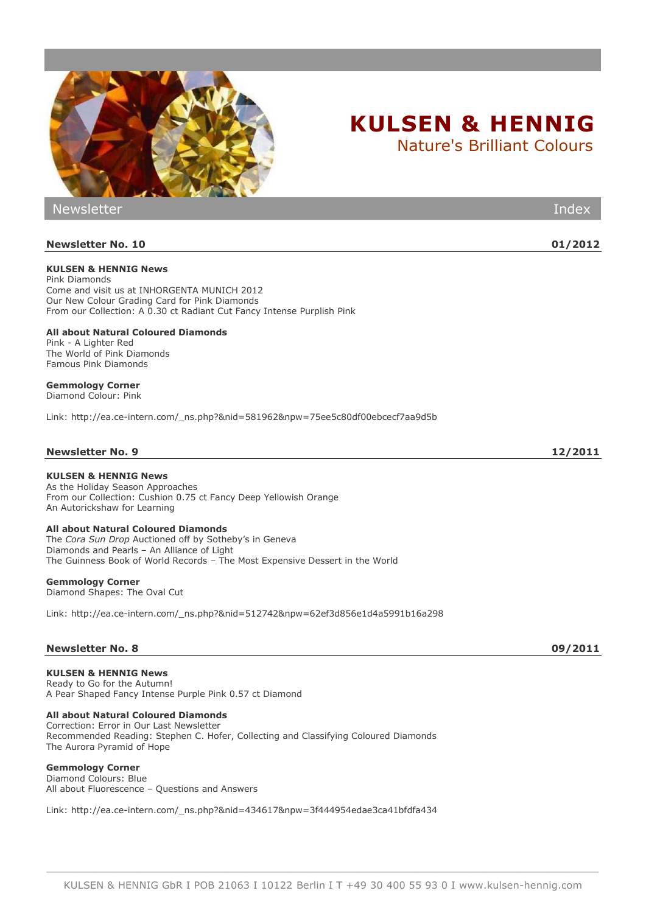# KULSEN & HENNIG

Nature's Brilliant Colours

Newsletter Index

## Newsletter No. 10 — 01/2012

**KULSEN & HENNIG News**
Pink Diamonds
Come and visit us at INHORGENTA MUNICH 2012
Our New Colour Grading Card for Pink Diamonds
From our Collection: A 0.30 ct Radiant Cut Fancy Intense Purplish Pink

**All about Natural Coloured Diamonds**
Pink - A Lighter Red
The World of Pink Diamonds
Famous Pink Diamonds

**Gemmology Corner**
Diamond Colour: Pink

Link: http://ea.ce-intern.com/_ns.php?&nid=581962&npw=75ee5c80df00ebcecf7aa9d5b

## Newsletter No. 9 — 12/2011

**KULSEN & HENNIG News**
As the Holiday Season Approaches
From our Collection: Cushion 0.75 ct Fancy Deep Yellowish Orange
An Autorickshaw for Learning

**All about Natural Coloured Diamonds**
The *Cora Sun Drop* Auctioned off by Sotheby's in Geneva
Diamonds and Pearls – An Alliance of Light
The Guinness Book of World Records – The Most Expensive Dessert in the World

**Gemmology Corner**
Diamond Shapes: The Oval Cut

Link: http://ea.ce-intern.com/_ns.php?&nid=512742&npw=62ef3d856e1d4a5991b16a298

## Newsletter No. 8 — 09/2011

**KULSEN & HENNIG News**
Ready to Go for the Autumn!
A Pear Shaped Fancy Intense Purple Pink 0.57 ct Diamond

**All about Natural Coloured Diamonds**
Correction: Error in Our Last Newsletter
Recommended Reading: Stephen C. Hofer, Collecting and Classifying Coloured Diamonds
The Aurora Pyramid of Hope

**Gemmology Corner**
Diamond Colours: Blue
All about Fluorescence – Questions and Answers

Link: http://ea.ce-intern.com/_ns.php?&nid=434617&npw=3f444954edae3ca41bfdfa434

KULSEN & HENNIG GbR I POB 21063 I 10122 Berlin I T +49 30 400 55 93 0 I www.kulsen-hennig.com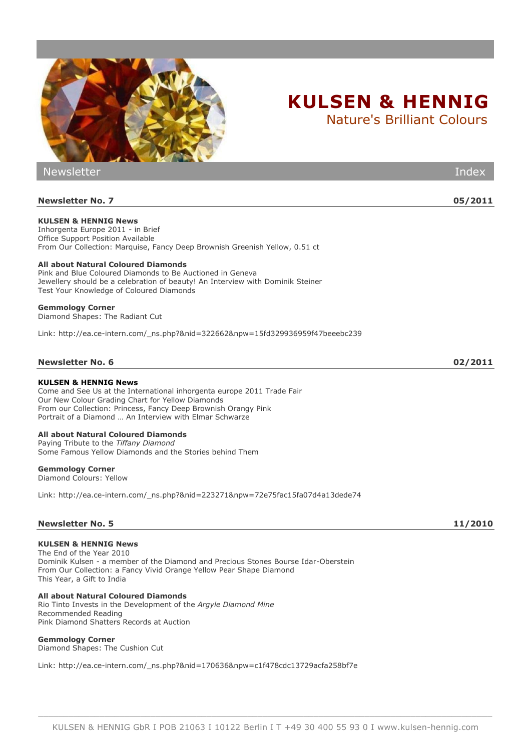# KULSEN & HENNIG

Nature's Brilliant Colours

Newsletter — Index

## Newsletter No. 7 — 05/2011

**KULSEN & HENNIG News**
Inhorgenta Europe 2011 - in Brief
Office Support Position Available
From Our Collection: Marquise, Fancy Deep Brownish Greenish Yellow, 0.51 ct

**All about Natural Coloured Diamonds**
Pink and Blue Coloured Diamonds to Be Auctioned in Geneva
Jewellery should be a celebration of beauty! An Interview with Dominik Steiner
Test Your Knowledge of Coloured Diamonds

**Gemmology Corner**
Diamond Shapes: The Radiant Cut

Link: http://ea.ce-intern.com/_ns.php?&nid=322662&npw=15fd329936959f47beeebc239

## Newsletter No. 6 — 02/2011

**KULSEN & HENNIG News**
Come and See Us at the International inhorgenta europe 2011 Trade Fair
Our New Colour Grading Chart for Yellow Diamonds
From our Collection: Princess, Fancy Deep Brownish Orangy Pink
Portrait of a Diamond … An Interview with Elmar Schwarze

**All about Natural Coloured Diamonds**
Paying Tribute to the *Tiffany Diamond*
Some Famous Yellow Diamonds and the Stories behind Them

**Gemmology Corner**
Diamond Colours: Yellow

Link: http://ea.ce-intern.com/_ns.php?&nid=223271&npw=72e75fac15fa07d4a13dede74

## Newsletter No. 5 — 11/2010

**KULSEN & HENNIG News**
The End of the Year 2010
Dominik Kulsen - a member of the Diamond and Precious Stones Bourse Idar-Oberstein
From Our Collection: a Fancy Vivid Orange Yellow Pear Shape Diamond
This Year, a Gift to India

**All about Natural Coloured Diamonds**
Rio Tinto Invests in the Development of the *Argyle Diamond Mine*
Recommended Reading
Pink Diamond Shatters Records at Auction

**Gemmology Corner**
Diamond Shapes: The Cushion Cut

Link: http://ea.ce-intern.com/_ns.php?&nid=170636&npw=c1f478cdc13729acfa258bf7e

KULSEN & HENNIG GbR I POB 21063 I 10122 Berlin I T +49 30 400 55 93 0 I www.kulsen-hennig.com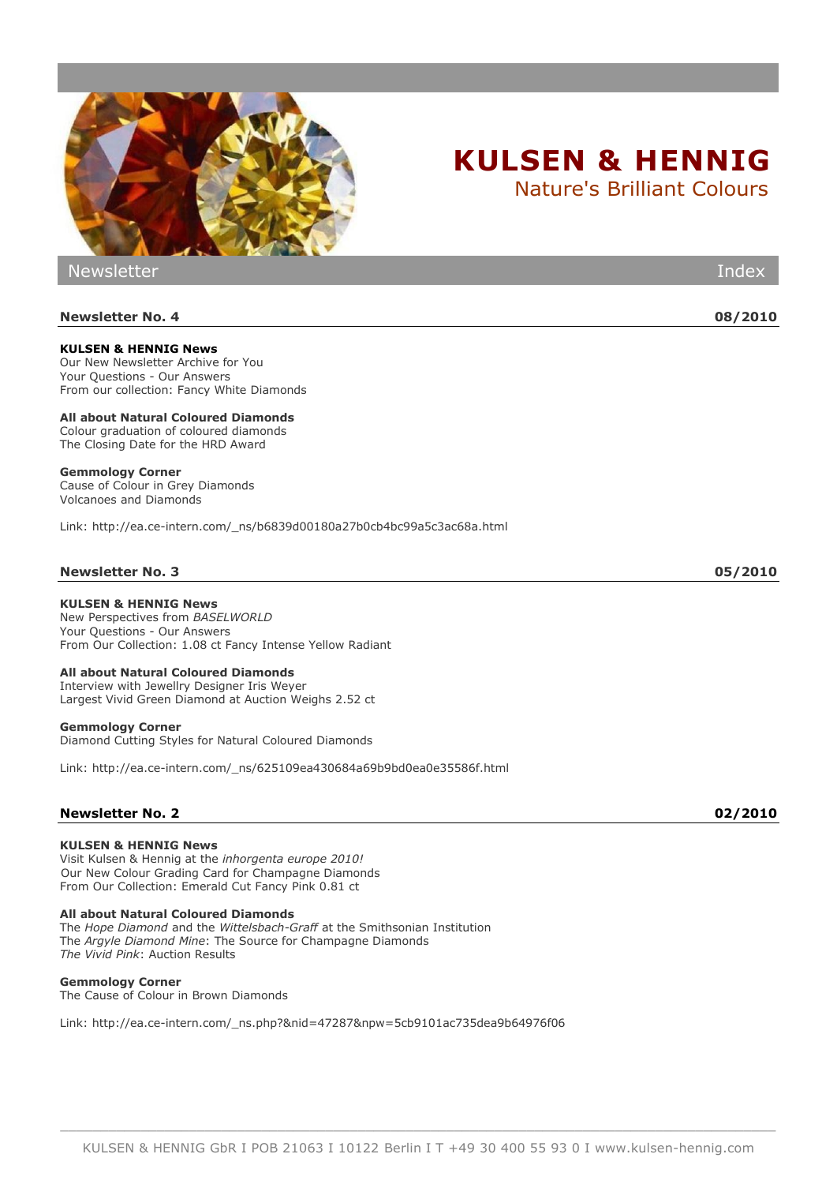# KULSEN & HENNIG

Nature's Brilliant Colours

Newsletter — Index

## Newsletter No. 4 — 08/2010

**KULSEN & HENNIG News**
Our New Newsletter Archive for You
Your Questions - Our Answers
From our collection: Fancy White Diamonds

**All about Natural Coloured Diamonds**
Colour graduation of coloured diamonds
The Closing Date for the HRD Award

**Gemmology Corner**
Cause of Colour in Grey Diamonds
Volcanoes and Diamonds

Link: http://ea.ce-intern.com/_ns/b6839d00180a27b0cb4bc99a5c3ac68a.html

## Newsletter No. 3 — 05/2010

**KULSEN & HENNIG News**
New Perspectives from *BASELWORLD*
Your Questions - Our Answers
From Our Collection: 1.08 ct Fancy Intense Yellow Radiant

**All about Natural Coloured Diamonds**
Interview with Jewellry Designer Iris Weyer
Largest Vivid Green Diamond at Auction Weighs 2.52 ct

**Gemmology Corner**
Diamond Cutting Styles for Natural Coloured Diamonds

Link: http://ea.ce-intern.com/_ns/625109ea430684a69b9bd0ea0e35586f.html

## Newsletter No. 2 — 02/2010

**KULSEN & HENNIG News**
Visit Kulsen & Hennig at the *inhorgenta europe 2010!*
Our New Colour Grading Card for Champagne Diamonds
From Our Collection: Emerald Cut Fancy Pink 0.81 ct

**All about Natural Coloured Diamonds**
The *Hope Diamond* and the *Wittelsbach-Graff* at the Smithsonian Institution
The *Argyle Diamond Mine*: The Source for Champagne Diamonds
*The Vivid Pink*: Auction Results

**Gemmology Corner**
The Cause of Colour in Brown Diamonds

Link: http://ea.ce-intern.com/_ns.php?&nid=47287&npw=5cb9101ac735dea9b64976f06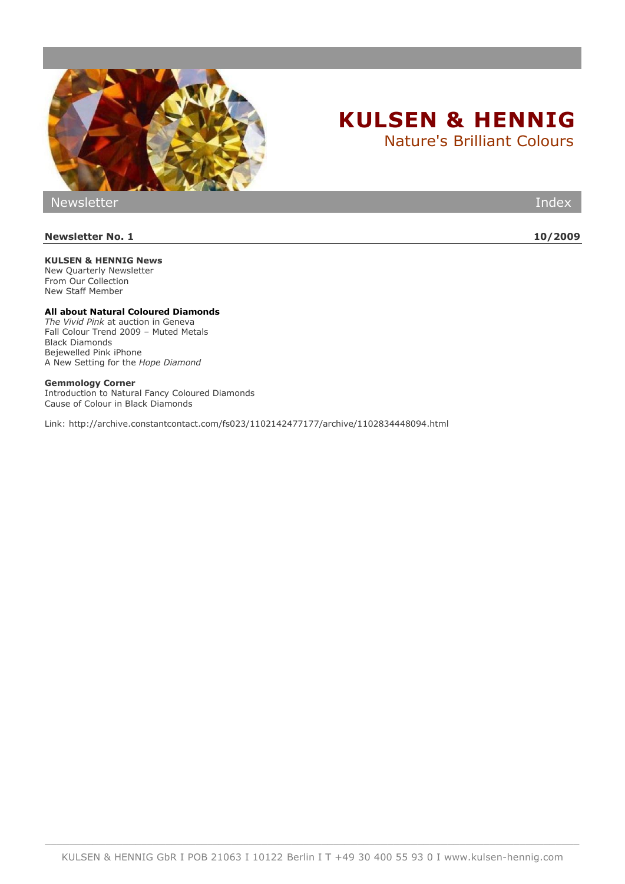# KULSEN & HENNIG

## Nature's Brilliant Colours

Newsletter Index

**Newsletter No. 1** **10/2009**

**KULSEN & HENNIG News**
New Quarterly Newsletter
From Our Collection
New Staff Member

**All about Natural Coloured Diamonds**
*The Vivid Pink* at auction in Geneva
Fall Colour Trend 2009 – Muted Metals
Black Diamonds
Bejewelled Pink iPhone
A New Setting for the *Hope Diamond*

**Gemmology Corner**
Introduction to Natural Fancy Coloured Diamonds
Cause of Colour in Black Diamonds

Link: http://archive.constantcontact.com/fs023/1102142477177/archive/1102834448094.html

KULSEN & HENNIG GbR I POB 21063 I 10122 Berlin I T +49 30 400 55 93 0 I www.kulsen-hennig.com